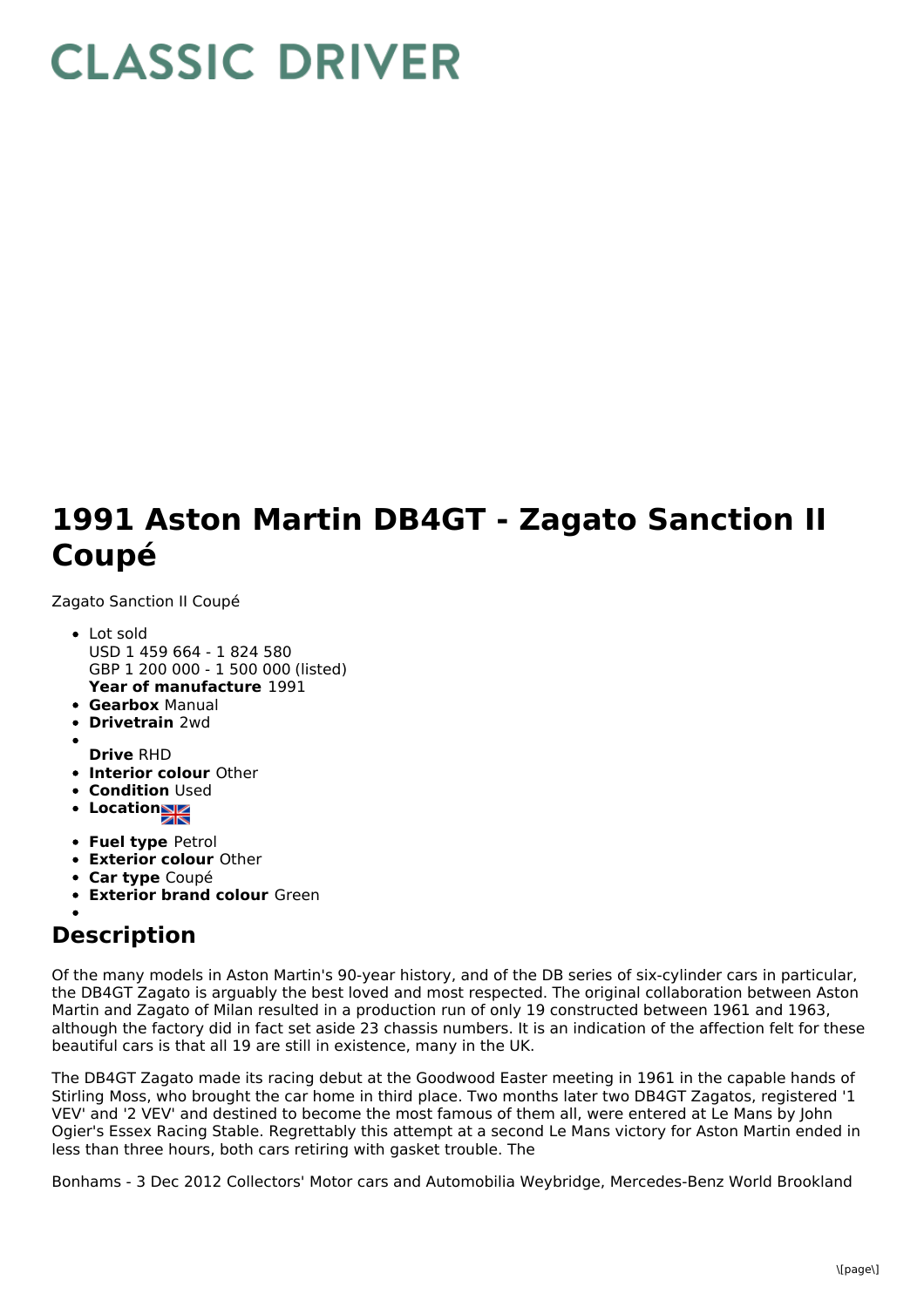# CLASSIC DRIVER

# 1991 Aston Martin DB4GT - Zagato Sanction II Coupé

Zagato Sanction II Coupé

- Lot sold
  USD 1 459 664 - 1 824 580
  GBP 1 200 000 - 1 500 000 (listed)
  **Year of manufacture** 1991
- **Gearbox** Manual
- **Drivetrain** 2wd
- 
  **Drive** RHD
- **Interior colour** Other
- **Condition** Used
- **Location**
- **Fuel type** Petrol
- **Exterior colour** Other
- **Car type** Coupé
- **Exterior brand colour** Green
- 

## Description

Of the many models in Aston Martin's 90-year history, and of the DB series of six-cylinder cars in particular, the DB4GT Zagato is arguably the best loved and most respected. The original collaboration between Aston Martin and Zagato of Milan resulted in a production run of only 19 constructed between 1961 and 1963, although the factory did in fact set aside 23 chassis numbers. It is an indication of the affection felt for these beautiful cars is that all 19 are still in existence, many in the UK.

The DB4GT Zagato made its racing debut at the Goodwood Easter meeting in 1961 in the capable hands of Stirling Moss, who brought the car home in third place. Two months later two DB4GT Zagatos, registered '1 VEV' and '2 VEV' and destined to become the most famous of them all, were entered at Le Mans by John Ogier's Essex Racing Stable. Regrettably this attempt at a second Le Mans victory for Aston Martin ended in less than three hours, both cars retiring with gasket trouble. The

Bonhams - 3 Dec 2012 Collectors' Motor cars and Automobilia Weybridge, Mercedes-Benz World Brookland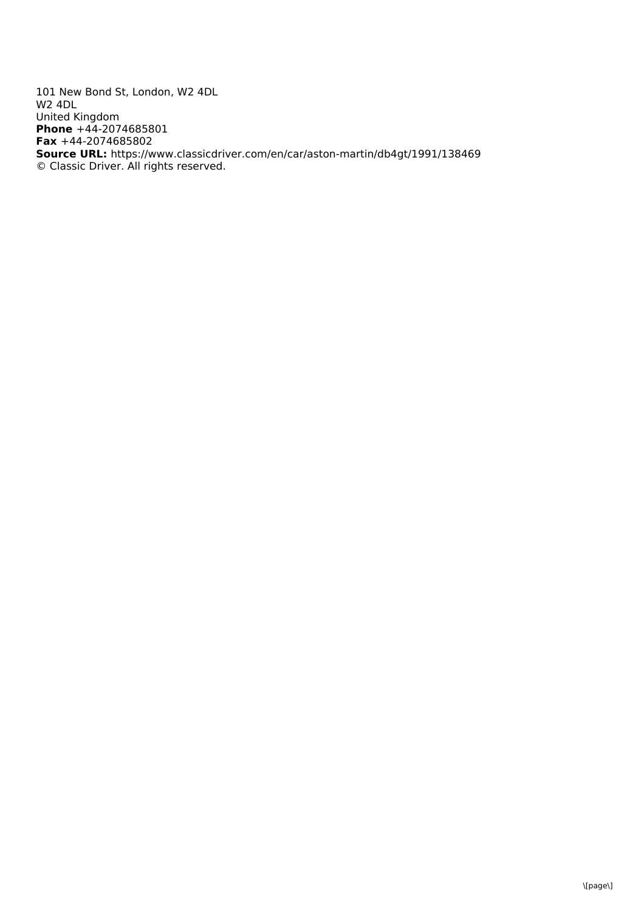101 New Bond St, London, W2 4DL
W2 4DL
United Kingdom
**Phone** +44-2074685801
**Fax** +44-2074685802
**Source URL:** https://www.classicdriver.com/en/car/aston-martin/db4gt/1991/138469
© Classic Driver. All rights reserved.